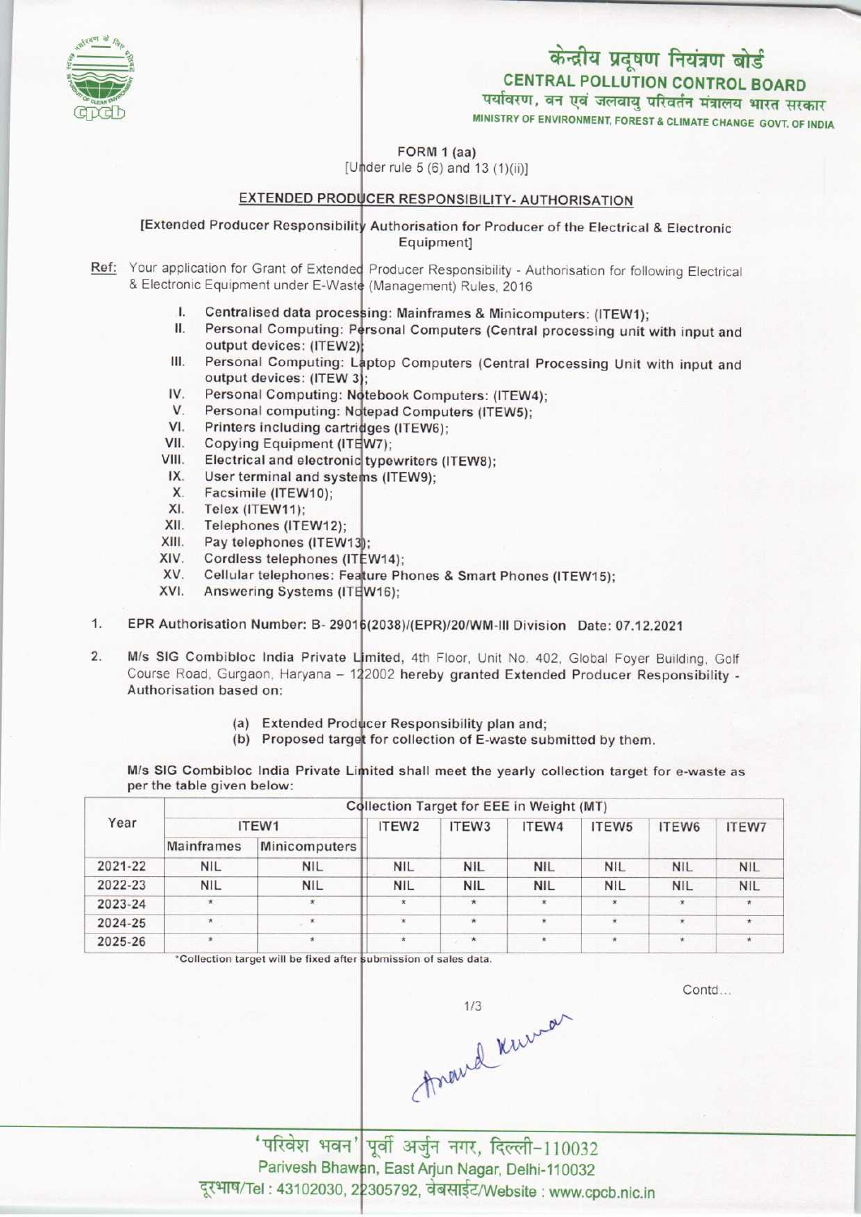# केन्द्रीय प्रदूषण नियंत्रण बोर्ड
## CENTRAL POLLUTION CONTROL BOARD
पर्यावरण, वन एवं जलवायु परिवर्तन मंत्रालय भारत सरकार
MINISTRY OF ENVIRONMENT, FOREST & CLIMATE CHANGE GOVT. OF INDIA

FORM 1 (aa)
[Under rule 5 (6) and 13 (1)(ii)]

### EXTENDED PRODUCER RESPONSIBILITY- AUTHORISATION

[Extended Producer Responsibility Authorisation for Producer of the Electrical & Electronic Equipment]

Ref: Your application for Grant of Extended Producer Responsibility - Authorisation for following Electrical & Electronic Equipment under E-Waste (Management) Rules, 2016

I. Centralised data processing: Mainframes & Minicomputers: (ITEW1);
II. Personal Computing: Personal Computers (Central processing unit with input and output devices: (ITEW2);
III. Personal Computing: Laptop Computers (Central Processing Unit with input and output devices: (ITEW 3);
IV. Personal Computing: Notebook Computers: (ITEW4);
V. Personal computing: Notepad Computers (ITEW5);
VI. Printers including cartridges (ITEW6);
VII. Copying Equipment (ITEW7);
VIII. Electrical and electronic typewriters (ITEW8);
IX. User terminal and systems (ITEW9);
X. Facsimile (ITEW10);
XI. Telex (ITEW11);
XII. Telephones (ITEW12);
XIII. Pay telephones (ITEW13);
XIV. Cordless telephones (ITEW14);
XV. Cellular telephones: Feature Phones & Smart Phones (ITEW15);
XVI. Answering Systems (ITEW16);

1. **EPR Authorisation Number: B- 29016(2038)/(EPR)/20/WM-III Division Date: 07.12.2021**

2. **M/s SIG Combibloc India Private Limited**, 4th Floor, Unit No. 402, Global Foyer Building, Golf Course Road, Gurgaon, Haryana – 122002 **hereby granted Extended Producer Responsibility - Authorisation based on:**

   (a) Extended Producer Responsibility plan and;
   (b) Proposed target for collection of E-waste submitted by them.

**M/s SIG Combibloc India Private Limited shall meet the yearly collection target for e-waste as per the table given below:**

| Year | Collection Target for EEE in Weight (MT) | | | | | | | |
|---|---|---|---|---|---|---|---|---|
| | ITEW1 | | ITEW2 | ITEW3 | ITEW4 | ITEW5 | ITEW6 | ITEW7 |
| | Mainframes | Minicomputers | | | | | | |
| 2021-22 | NIL | NIL | NIL | NIL | NIL | NIL | NIL | NIL |
| 2022-23 | NIL | NIL | NIL | NIL | NIL | NIL | NIL | NIL |
| 2023-24 | * | * | * | * | * | * | * | * |
| 2024-25 | * | * | * | * | * | * | * | * |
| 2025-26 | * | * | * | * | * | * | * | * |

*Collection target will be fixed after submission of sales data.

Contd...

'परिवेश भवन' पूर्वी अर्जुन नगर, दिल्ली-110032
Parivesh Bhawan, East Arjun Nagar, Delhi-110032
दूरभाष/Tel : 43102030, 22305792, वेबसाईट/Website : www.cpcb.nic.in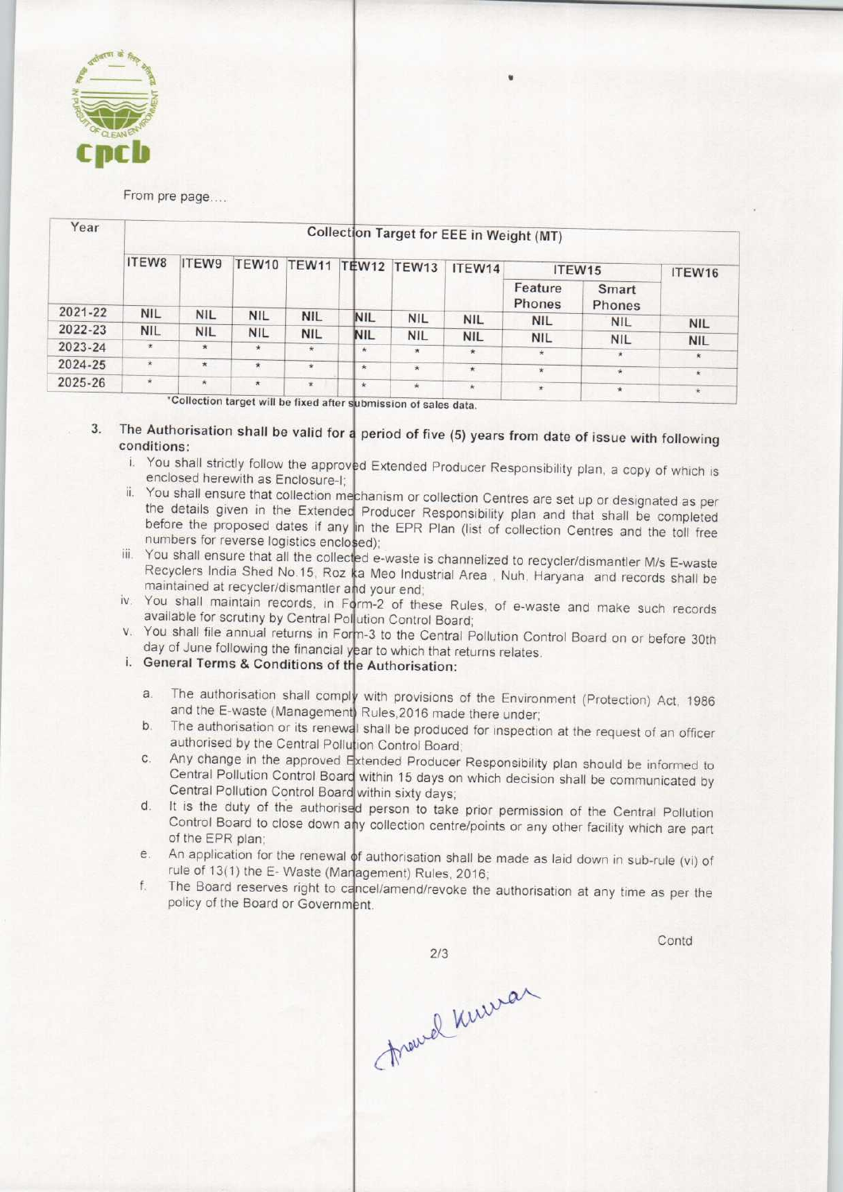From pre page....

| Year | Collection Target for EEE in Weight (MT) | | | | | | | | | |
|---|---|---|---|---|---|---|---|---|---|---|
| | ITEW8 | ITEW9 | TEW10 | TEW11 | TEW12 | TEW13 | ITEW14 | ITEW15 | | ITEW16 |
| | | | | | | | | Feature Phones | Smart Phones | |
| 2021-22 | NIL | NIL | NIL | NIL | NIL | NIL | NIL | NIL | NIL | |
| 2022-23 | NIL | NIL | NIL | NIL | NIL | NIL | NIL | NIL | NIL | NIL |
| 2023-24 | * | * | * | * | * | * | * | * | * | * |
| 2024-25 | * | * | * | * | * | * | * | * | * | * |
| 2025-26 | * | * | * | * | * | * | * | * | * | * |

*Collection target will be fixed after submission of sales data.

3. **The Authorisation shall be valid for a period of five (5) years from date of issue with following conditions:**
   i. You shall strictly follow the approved Extended Producer Responsibility plan, a copy of which is enclosed herewith as Enclosure-I;
   ii. You shall ensure that collection mechanism or collection Centres are set up or designated as per the details given in the Extended Producer Responsibility plan and that shall be completed before the proposed dates if any in the EPR Plan (list of collection Centres and the toll free numbers for reverse logistics enclosed);
   iii. You shall ensure that all the collected e-waste is channelized to recycler/dismantler M/s E-waste Recyclers India Shed No.15, Roz ka Meo Industrial Area , Nuh, Haryana and records shall be maintained at recycler/dismantler and your end;
   iv. You shall maintain records, in Form-2 of these Rules, of e-waste and make such records available for scrutiny by Central Pollution Control Board;
   v. You shall file annual returns in Form-3 to the Central Pollution Control Board on or before 30th day of June following the financial year to which that returns relates.

   i. **General Terms & Conditions of the Authorisation:**

   a. The authorisation shall comply with provisions of the Environment (Protection) Act, 1986 and the E-waste (Management) Rules,2016 made there under;
   b. The authorisation or its renewal shall be produced for inspection at the request of an officer authorised by the Central Pollution Control Board;
   c. Any change in the approved Extended Producer Responsibility plan should be informed to Central Pollution Control Board within 15 days on which decision shall be communicated by Central Pollution Control Board within sixty days;
   d. It is the duty of the authorised person to take prior permission of the Central Pollution Control Board to close down any collection centre/points or any other facility which are part of the EPR plan;
   e. An application for the renewal of authorisation shall be made as laid down in sub-rule (vi) of rule of 13(1) the E- Waste (Management) Rules, 2016;
   f. The Board reserves right to cancel/amend/revoke the authorisation at any time as per the policy of the Board or Government.

Contd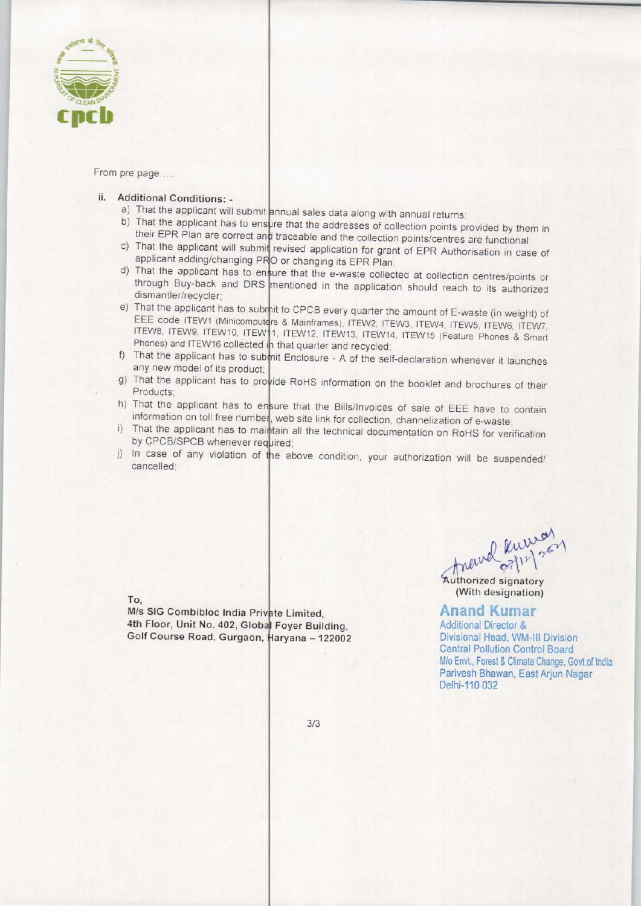From pre page.....

ii. **Additional Conditions: -**

a) That the applicant will submit annual sales data along with annual returns;

b) That the applicant has to ensure that the addresses of collection points provided by them in their EPR Plan are correct and traceable and the collection points/centres are functional;

c) That the applicant will submit revised application for grant of EPR Authorisation in case of applicant adding/changing PRO or changing its EPR Plan;

d) That the applicant has to ensure that the e-waste collected at collection centres/points or through Buy-back and DRS mentioned in the application should reach to its authorized dismantler/recycler;

e) That the applicant has to submit to CPCB every quarter the amount of E-waste (in weight) of EEE code ITEW1 (Minicomputers & Mainframes), ITEW2, ITEW3, ITEW4, ITEW5, ITEW6, ITEW7, ITEW8, ITEW9, ITEW10, ITEW11, ITEW12, ITEW13, ITEW14, ITEW15 (Feature Phones & Smart Phones) and ITEW16 collected in that quarter and recycled;

f) That the applicant has to submit Enclosure - A of the self-declaration whenever it launches any new model of its product;

g) That the applicant has to provide RoHS information on the booklet and brochures of their Products;

h) That the applicant has to ensure that the Bills/Invoices of sale of EEE have to contain information on toll free number, web site link for collection, channelization of e-waste;

i) That the applicant has to maintain all the technical documentation on RoHS for verification by CPCB/SPCB whenever required;

j) In case of any violation of the above condition, your authorization will be suspended/ cancelled;

Anand Kumar 07/12/2021

Authorized signatory
(With designation)

**Anand Kumar**
Additional Director &
Divisional Head, WM-III Division
Central Pollution Control Board
M/o Envt., Forest & Climate Change, Govt.of India
Parivesh Bhawan, East Arjun Nagar
Delhi-110 032

To,
M/s SIG Combibloc India Private Limited,
4th Floor, Unit No. 402, Global Foyer Building,
Golf Course Road, Gurgaon, Haryana – 122002